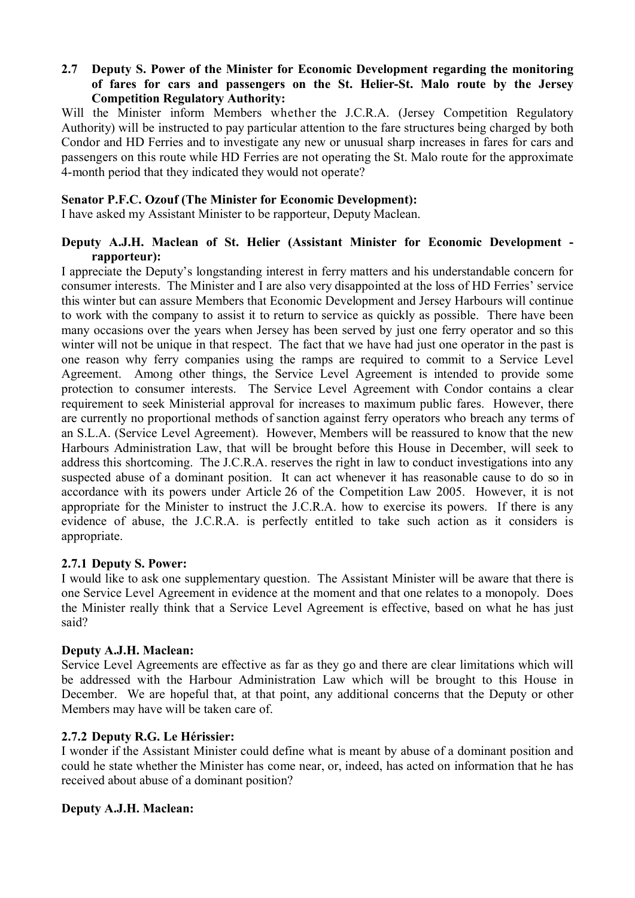**2.7 Deputy S. Power of the Minister for Economic Development regarding the monitoring of fares for cars and passengers on the St. Helier-St. Malo route by the Jersey Competition Regulatory Authority:**

Will the Minister inform Members whether the J.C.R.A. (Jersey Competition Regulatory Authority) will be instructed to pay particular attention to the fare structures being charged by both Condor and HD Ferries and to investigate any new or unusual sharp increases in fares for cars and passengers on this route while HD Ferries are not operating the St. Malo route for the approximate 4-month period that they indicated they would not operate?

**Senator P.F.C. Ozouf (The Minister for Economic Development):**

I have asked my Assistant Minister to be rapporteur, Deputy Maclean.

**Deputy A.J.H. Maclean of St. Helier (Assistant Minister for Economic Development - rapporteur):**

I appreciate the Deputy's longstanding interest in ferry matters and his understandable concern for consumer interests. The Minister and I are also very disappointed at the loss of HD Ferries' service this winter but can assure Members that Economic Development and Jersey Harbours will continue to work with the company to assist it to return to service as quickly as possible. There have been many occasions over the years when Jersey has been served by just one ferry operator and so this winter will not be unique in that respect. The fact that we have had just one operator in the past is one reason why ferry companies using the ramps are required to commit to a Service Level Agreement. Among other things, the Service Level Agreement is intended to provide some protection to consumer interests. The Service Level Agreement with Condor contains a clear requirement to seek Ministerial approval for increases to maximum public fares. However, there are currently no proportional methods of sanction against ferry operators who breach any terms of an S.L.A. (Service Level Agreement). However, Members will be reassured to know that the new Harbours Administration Law, that will be brought before this House in December, will seek to address this shortcoming. The J.C.R.A. reserves the right in law to conduct investigations into any suspected abuse of a dominant position. It can act whenever it has reasonable cause to do so in accordance with its powers under Article 26 of the Competition Law 2005. However, it is not appropriate for the Minister to instruct the J.C.R.A. how to exercise its powers. If there is any evidence of abuse, the J.C.R.A. is perfectly entitled to take such action as it considers is appropriate.

**2.7.1 Deputy S. Power:**

I would like to ask one supplementary question. The Assistant Minister will be aware that there is one Service Level Agreement in evidence at the moment and that one relates to a monopoly. Does the Minister really think that a Service Level Agreement is effective, based on what he has just said?

**Deputy A.J.H. Maclean:**

Service Level Agreements are effective as far as they go and there are clear limitations which will be addressed with the Harbour Administration Law which will be brought to this House in December. We are hopeful that, at that point, any additional concerns that the Deputy or other Members may have will be taken care of.

**2.7.2 Deputy R.G. Le Hérissier:**

I wonder if the Assistant Minister could define what is meant by abuse of a dominant position and could he state whether the Minister has come near, or, indeed, has acted on information that he has received about abuse of a dominant position?

**Deputy A.J.H. Maclean:**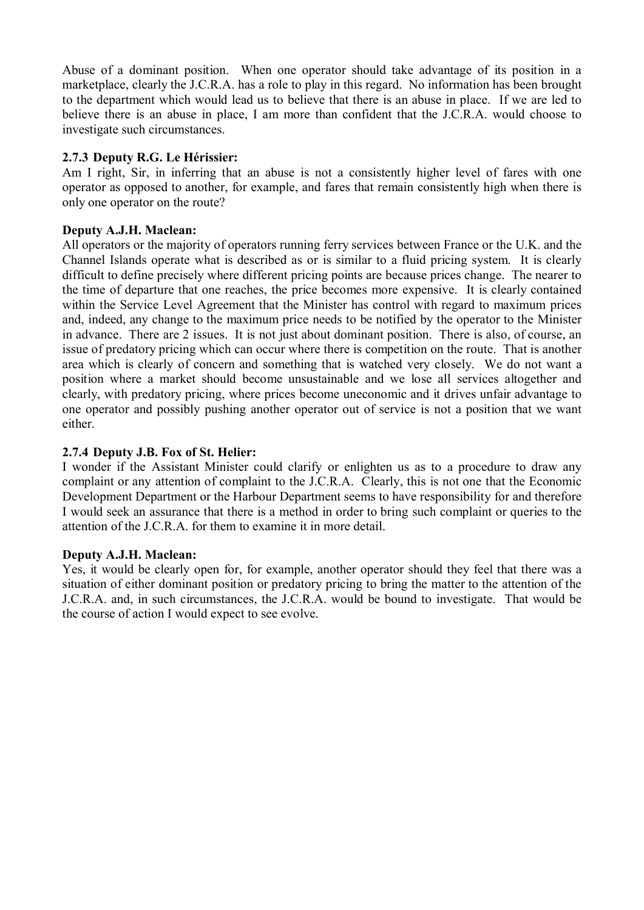Abuse of a dominant position. When one operator should take advantage of its position in a marketplace, clearly the J.C.R.A. has a role to play in this regard. No information has been brought to the department which would lead us to believe that there is an abuse in place. If we are led to believe there is an abuse in place, I am more than confident that the J.C.R.A. would choose to investigate such circumstances.

### 2.7.3 Deputy R.G. Le Hérissier:

Am I right, Sir, in inferring that an abuse is not a consistently higher level of fares with one operator as opposed to another, for example, and fares that remain consistently high when there is only one operator on the route?

**Deputy A.J.H. Maclean:**

All operators or the majority of operators running ferry services between France or the U.K. and the Channel Islands operate what is described as or is similar to a fluid pricing system. It is clearly difficult to define precisely where different pricing points are because prices change. The nearer to the time of departure that one reaches, the price becomes more expensive. It is clearly contained within the Service Level Agreement that the Minister has control with regard to maximum prices and, indeed, any change to the maximum price needs to be notified by the operator to the Minister in advance. There are 2 issues. It is not just about dominant position. There is also, of course, an issue of predatory pricing which can occur where there is competition on the route. That is another area which is clearly of concern and something that is watched very closely. We do not want a position where a market should become unsustainable and we lose all services altogether and clearly, with predatory pricing, where prices become uneconomic and it drives unfair advantage to one operator and possibly pushing another operator out of service is not a position that we want either.

### 2.7.4 Deputy J.B. Fox of St. Helier:

I wonder if the Assistant Minister could clarify or enlighten us as to a procedure to draw any complaint or any attention of complaint to the J.C.R.A. Clearly, this is not one that the Economic Development Department or the Harbour Department seems to have responsibility for and therefore I would seek an assurance that there is a method in order to bring such complaint or queries to the attention of the J.C.R.A. for them to examine it in more detail.

**Deputy A.J.H. Maclean:**

Yes, it would be clearly open for, for example, another operator should they feel that there was a situation of either dominant position or predatory pricing to bring the matter to the attention of the J.C.R.A. and, in such circumstances, the J.C.R.A. would be bound to investigate. That would be the course of action I would expect to see evolve.